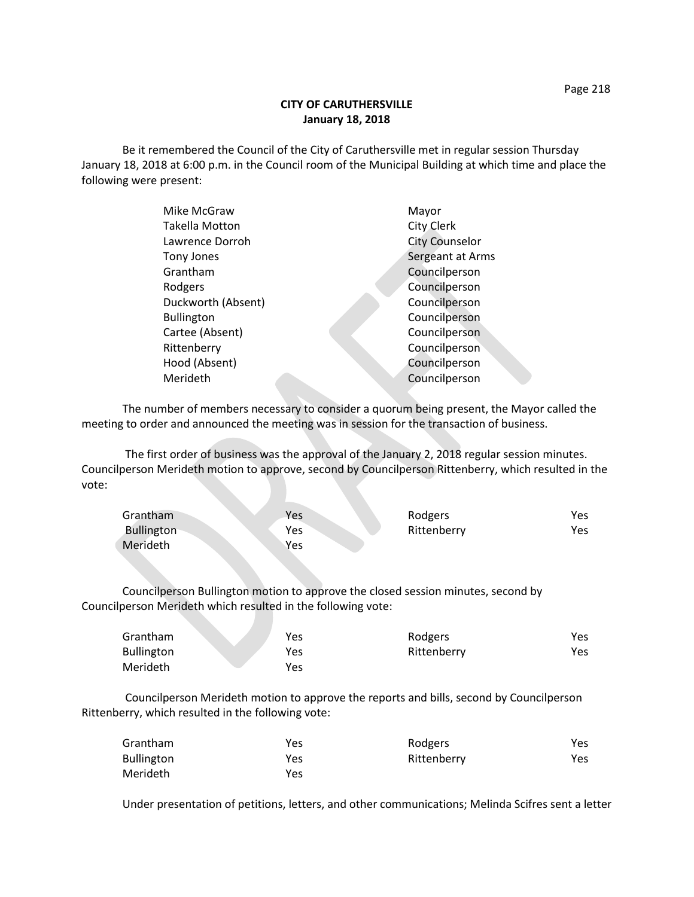**CITY OF CARUTHERSVILLE**
**January 18, 2018**

Be it remembered the Council of the City of Caruthersville met in regular session Thursday January 18, 2018 at 6:00 p.m. in the Council room of the Municipal Building at which time and place the following were present:

| | |
|---|---|
| Mike McGraw | Mayor |
| Takella Motton | City Clerk |
| Lawrence Dorroh | City Counselor |
| Tony Jones | Sergeant at Arms |
| Grantham | Councilperson |
| Rodgers | Councilperson |
| Duckworth (Absent) | Councilperson |
| Bullington | Councilperson |
| Cartee (Absent) | Councilperson |
| Rittenberry | Councilperson |
| Hood (Absent) | Councilperson |
| Merideth | Councilperson |

The number of members necessary to consider a quorum being present, the Mayor called the meeting to order and announced the meeting was in session for the transaction of business.

The first order of business was the approval of the January 2, 2018 regular session minutes. Councilperson Merideth motion to approve, second by Councilperson Rittenberry, which resulted in the vote:

| | | | |
|---|---|---|---|
| Grantham | Yes | Rodgers | Yes |
| Bullington | Yes | Rittenberry | Yes |
| Merideth | Yes | | |

Councilperson Bullington motion to approve the closed session minutes, second by Councilperson Merideth which resulted in the following vote:

| | | | |
|---|---|---|---|
| Grantham | Yes | Rodgers | Yes |
| Bullington | Yes | Rittenberry | Yes |
| Merideth | Yes | | |

Councilperson Merideth motion to approve the reports and bills, second by Councilperson Rittenberry, which resulted in the following vote:

| | | | |
|---|---|---|---|
| Grantham | Yes | Rodgers | Yes |
| Bullington | Yes | Rittenberry | Yes |
| Merideth | Yes | | |

Under presentation of petitions, letters, and other communications; Melinda Scifres sent a letter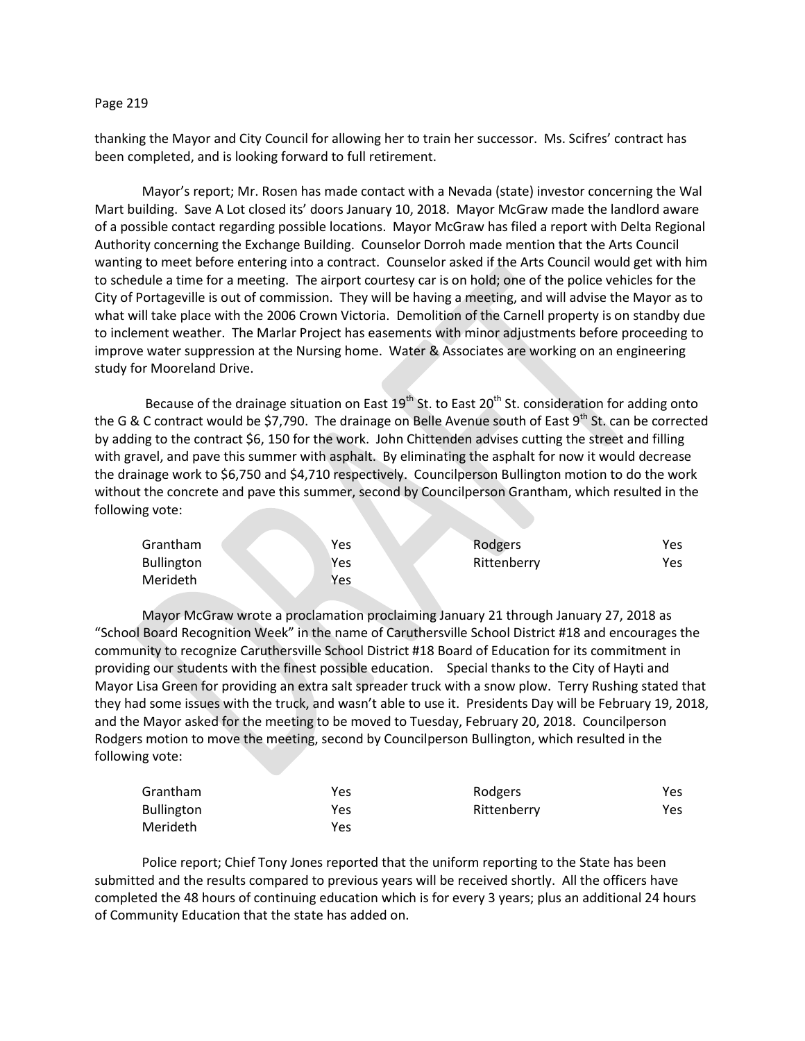thanking the Mayor and City Council for allowing her to train her successor. Ms. Scifres' contract has been completed, and is looking forward to full retirement.

Mayor's report; Mr. Rosen has made contact with a Nevada (state) investor concerning the Wal Mart building. Save A Lot closed its' doors January 10, 2018. Mayor McGraw made the landlord aware of a possible contact regarding possible locations. Mayor McGraw has filed a report with Delta Regional Authority concerning the Exchange Building. Counselor Dorroh made mention that the Arts Council wanting to meet before entering into a contract. Counselor asked if the Arts Council would get with him to schedule a time for a meeting. The airport courtesy car is on hold; one of the police vehicles for the City of Portageville is out of commission. They will be having a meeting, and will advise the Mayor as to what will take place with the 2006 Crown Victoria. Demolition of the Carnell property is on standby due to inclement weather. The Marlar Project has easements with minor adjustments before proceeding to improve water suppression at the Nursing home. Water & Associates are working on an engineering study for Mooreland Drive.

Because of the drainage situation on East 19th St. to East 20th St. consideration for adding onto the G & C contract would be $7,790. The drainage on Belle Avenue south of East 9th St. can be corrected by adding to the contract $6, 150 for the work. John Chittenden advises cutting the street and filling with gravel, and pave this summer with asphalt. By eliminating the asphalt for now it would decrease the drainage work to $6,750 and $4,710 respectively. Councilperson Bullington motion to do the work without the concrete and pave this summer, second by Councilperson Grantham, which resulted in the following vote:

| | | | |
|---|---|---|---|
| Grantham | Yes | Rodgers | Yes |
| Bullington | Yes | Rittenberry | Yes |
| Merideth | Yes | | |

Mayor McGraw wrote a proclamation proclaiming January 21 through January 27, 2018 as "School Board Recognition Week" in the name of Caruthersville School District #18 and encourages the community to recognize Caruthersville School District #18 Board of Education for its commitment in providing our students with the finest possible education. Special thanks to the City of Hayti and Mayor Lisa Green for providing an extra salt spreader truck with a snow plow. Terry Rushing stated that they had some issues with the truck, and wasn't able to use it. Presidents Day will be February 19, 2018, and the Mayor asked for the meeting to be moved to Tuesday, February 20, 2018. Councilperson Rodgers motion to move the meeting, second by Councilperson Bullington, which resulted in the following vote:

| | | | |
|---|---|---|---|
| Grantham | Yes | Rodgers | Yes |
| Bullington | Yes | Rittenberry | Yes |
| Merideth | Yes | | |

Police report; Chief Tony Jones reported that the uniform reporting to the State has been submitted and the results compared to previous years will be received shortly. All the officers have completed the 48 hours of continuing education which is for every 3 years; plus an additional 24 hours of Community Education that the state has added on.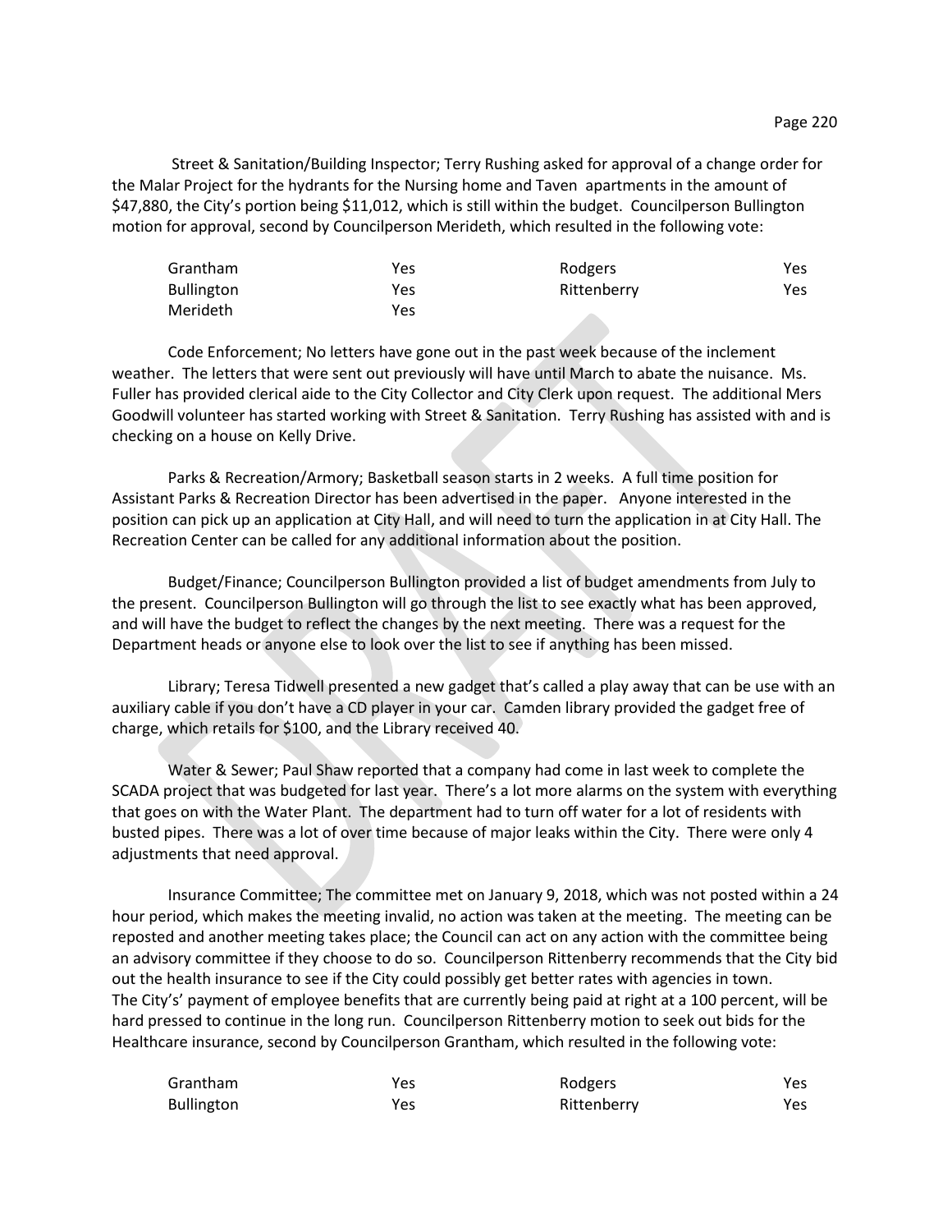Street & Sanitation/Building Inspector; Terry Rushing asked for approval of a change order for the Malar Project for the hydrants for the Nursing home and Taven apartments in the amount of $47,880, the City's portion being $11,012, which is still within the budget. Councilperson Bullington motion for approval, second by Councilperson Merideth, which resulted in the following vote:

| | | | |
|---|---|---|---|
| Grantham | Yes | Rodgers | Yes |
| Bullington | Yes | Rittenberry | Yes |
| Merideth | Yes | | |

Code Enforcement; No letters have gone out in the past week because of the inclement weather. The letters that were sent out previously will have until March to abate the nuisance. Ms. Fuller has provided clerical aide to the City Collector and City Clerk upon request. The additional Mers Goodwill volunteer has started working with Street & Sanitation. Terry Rushing has assisted with and is checking on a house on Kelly Drive.

Parks & Recreation/Armory; Basketball season starts in 2 weeks. A full time position for Assistant Parks & Recreation Director has been advertised in the paper. Anyone interested in the position can pick up an application at City Hall, and will need to turn the application in at City Hall. The Recreation Center can be called for any additional information about the position.

Budget/Finance; Councilperson Bullington provided a list of budget amendments from July to the present. Councilperson Bullington will go through the list to see exactly what has been approved, and will have the budget to reflect the changes by the next meeting. There was a request for the Department heads or anyone else to look over the list to see if anything has been missed.

Library; Teresa Tidwell presented a new gadget that's called a play away that can be use with an auxiliary cable if you don't have a CD player in your car. Camden library provided the gadget free of charge, which retails for $100, and the Library received 40.

Water & Sewer; Paul Shaw reported that a company had come in last week to complete the SCADA project that was budgeted for last year. There's a lot more alarms on the system with everything that goes on with the Water Plant. The department had to turn off water for a lot of residents with busted pipes. There was a lot of over time because of major leaks within the City. There were only 4 adjustments that need approval.

Insurance Committee; The committee met on January 9, 2018, which was not posted within a 24 hour period, which makes the meeting invalid, no action was taken at the meeting. The meeting can be reposted and another meeting takes place; the Council can act on any action with the committee being an advisory committee if they choose to do so. Councilperson Rittenberry recommends that the City bid out the health insurance to see if the City could possibly get better rates with agencies in town. The City's' payment of employee benefits that are currently being paid at right at a 100 percent, will be hard pressed to continue in the long run. Councilperson Rittenberry motion to seek out bids for the Healthcare insurance, second by Councilperson Grantham, which resulted in the following vote:

| | | | |
|---|---|---|---|
| Grantham | Yes | Rodgers | Yes |
| Bullington | Yes | Rittenberry | Yes |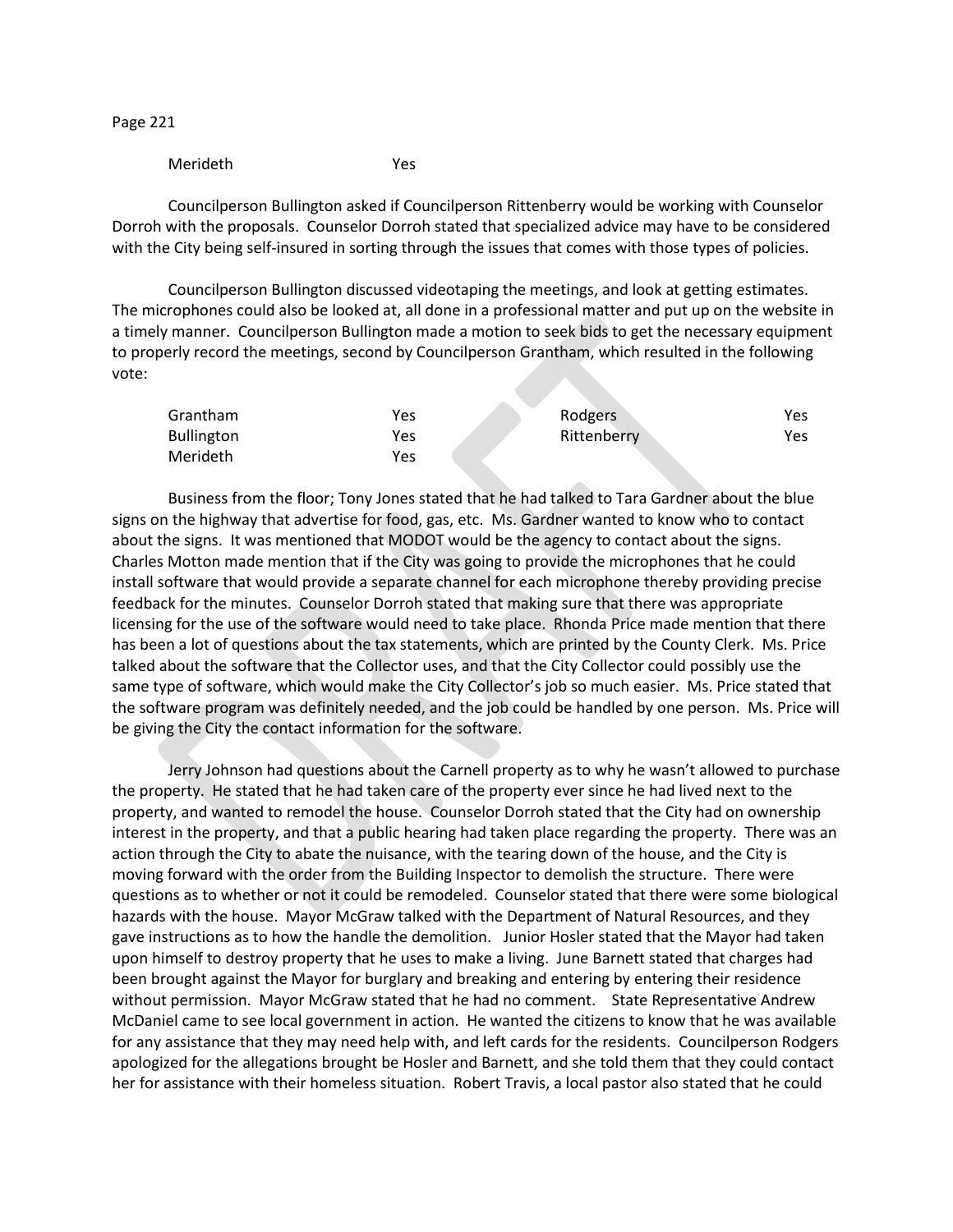Merideth Yes

Councilperson Bullington asked if Councilperson Rittenberry would be working with Counselor Dorroh with the proposals. Counselor Dorroh stated that specialized advice may have to be considered with the City being self-insured in sorting through the issues that comes with those types of policies.

Councilperson Bullington discussed videotaping the meetings, and look at getting estimates. The microphones could also be looked at, all done in a professional matter and put up on the website in a timely manner. Councilperson Bullington made a motion to seek bids to get the necessary equipment to properly record the meetings, second by Councilperson Grantham, which resulted in the following vote:

| | | | |
|---|---|---|---|
| Grantham | Yes | Rodgers | Yes |
| Bullington | Yes | Rittenberry | Yes |
| Merideth | Yes | | |

Business from the floor; Tony Jones stated that he had talked to Tara Gardner about the blue signs on the highway that advertise for food, gas, etc. Ms. Gardner wanted to know who to contact about the signs. It was mentioned that MODOT would be the agency to contact about the signs. Charles Motton made mention that if the City was going to provide the microphones that he could install software that would provide a separate channel for each microphone thereby providing precise feedback for the minutes. Counselor Dorroh stated that making sure that there was appropriate licensing for the use of the software would need to take place. Rhonda Price made mention that there has been a lot of questions about the tax statements, which are printed by the County Clerk. Ms. Price talked about the software that the Collector uses, and that the City Collector could possibly use the same type of software, which would make the City Collector's job so much easier. Ms. Price stated that the software program was definitely needed, and the job could be handled by one person. Ms. Price will be giving the City the contact information for the software.

Jerry Johnson had questions about the Carnell property as to why he wasn't allowed to purchase the property. He stated that he had taken care of the property ever since he had lived next to the property, and wanted to remodel the house. Counselor Dorroh stated that the City had on ownership interest in the property, and that a public hearing had taken place regarding the property. There was an action through the City to abate the nuisance, with the tearing down of the house, and the City is moving forward with the order from the Building Inspector to demolish the structure. There were questions as to whether or not it could be remodeled. Counselor stated that there were some biological hazards with the house. Mayor McGraw talked with the Department of Natural Resources, and they gave instructions as to how the handle the demolition. Junior Hosler stated that the Mayor had taken upon himself to destroy property that he uses to make a living. June Barnett stated that charges had been brought against the Mayor for burglary and breaking and entering by entering their residence without permission. Mayor McGraw stated that he had no comment. State Representative Andrew McDaniel came to see local government in action. He wanted the citizens to know that he was available for any assistance that they may need help with, and left cards for the residents. Councilperson Rodgers apologized for the allegations brought be Hosler and Barnett, and she told them that they could contact her for assistance with their homeless situation. Robert Travis, a local pastor also stated that he could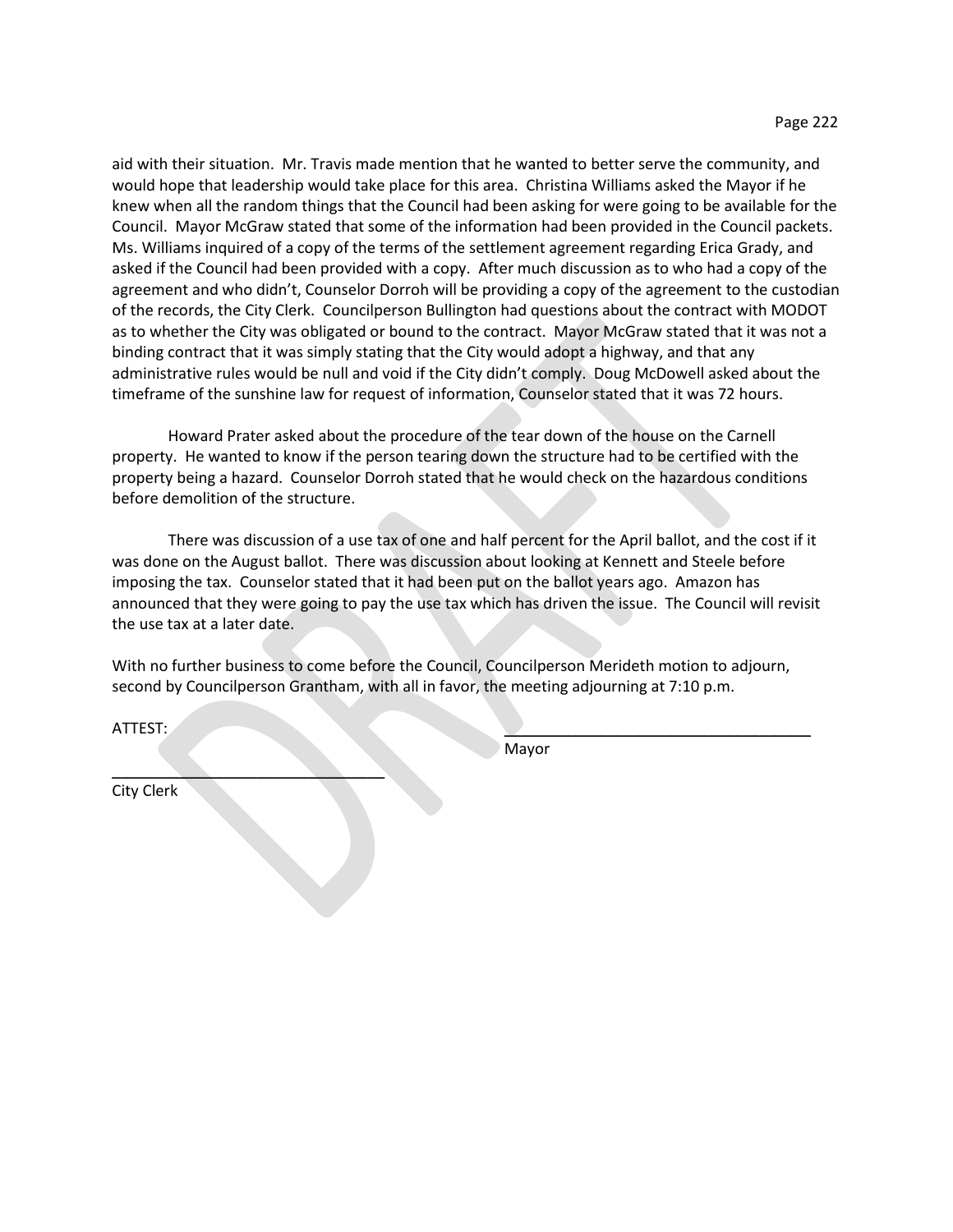aid with their situation. Mr. Travis made mention that he wanted to better serve the community, and would hope that leadership would take place for this area. Christina Williams asked the Mayor if he knew when all the random things that the Council had been asking for were going to be available for the Council. Mayor McGraw stated that some of the information had been provided in the Council packets. Ms. Williams inquired of a copy of the terms of the settlement agreement regarding Erica Grady, and asked if the Council had been provided with a copy. After much discussion as to who had a copy of the agreement and who didn't, Counselor Dorroh will be providing a copy of the agreement to the custodian of the records, the City Clerk. Councilperson Bullington had questions about the contract with MODOT as to whether the City was obligated or bound to the contract. Mayor McGraw stated that it was not a binding contract that it was simply stating that the City would adopt a highway, and that any administrative rules would be null and void if the City didn't comply. Doug McDowell asked about the timeframe of the sunshine law for request of information, Counselor stated that it was 72 hours.

Howard Prater asked about the procedure of the tear down of the house on the Carnell property. He wanted to know if the person tearing down the structure had to be certified with the property being a hazard. Counselor Dorroh stated that he would check on the hazardous conditions before demolition of the structure.

There was discussion of a use tax of one and half percent for the April ballot, and the cost if it was done on the August ballot. There was discussion about looking at Kennett and Steele before imposing the tax. Counselor stated that it had been put on the ballot years ago. Amazon has announced that they were going to pay the use tax which has driven the issue. The Council will revisit the use tax at a later date.

With no further business to come before the Council, Councilperson Merideth motion to adjourn, second by Councilperson Grantham, with all in favor, the meeting adjourning at 7:10 p.m.

ATTEST: \_\_\_\_\_\_\_\_\_\_\_\_\_\_\_\_\_\_\_\_\_\_\_\_\_\_\_\_\_\_\_\_\_\_\_\_

Mayor

\_\_\_\_\_\_\_\_\_\_\_\_\_\_\_\_\_\_\_\_\_\_\_\_\_\_\_\_\_\_\_\_

City Clerk

DRAFT